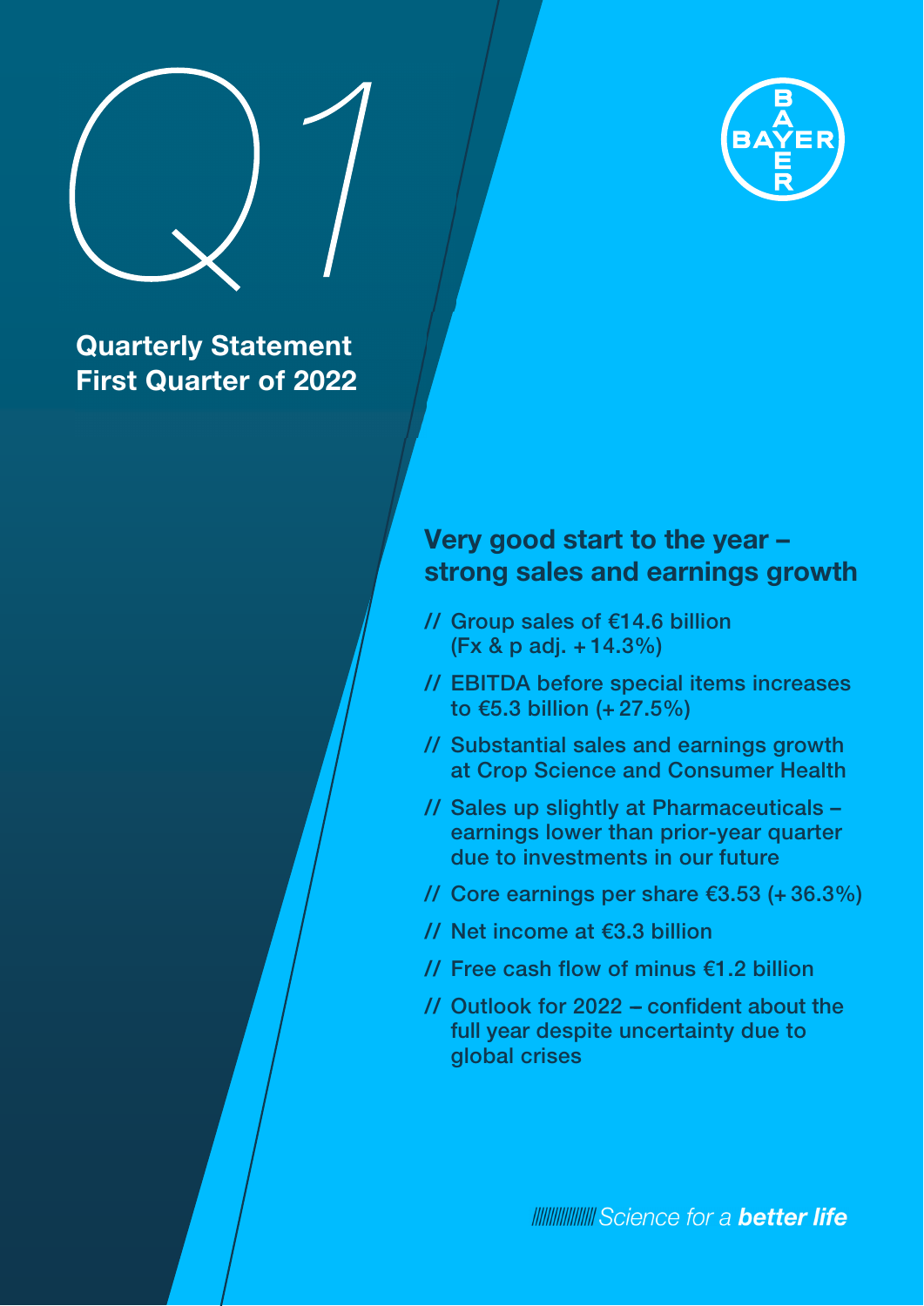# Q1

## Quarterly Statement First Quarter of 2022

BAYER

### Very good start to the year – strong sales and earnings growth

- // Group sales of €14.6 billion (Fx & p adj. + 14.3%)
- // EBITDA before special items increases to €5.3 billion (+ 27.5%)
- // Substantial sales and earnings growth at Crop Science and Consumer Health
- // Sales up slightly at Pharmaceuticals – earnings lower than prior-year quarter due to investments in our future
- // Core earnings per share €3.53 (+ 36.3%)
- // Net income at €3.3 billion
- // Free cash flow of minus €1.2 billion
- // Outlook for 2022 – confident about the full year despite uncertainty due to global crises

*Science for a **better life***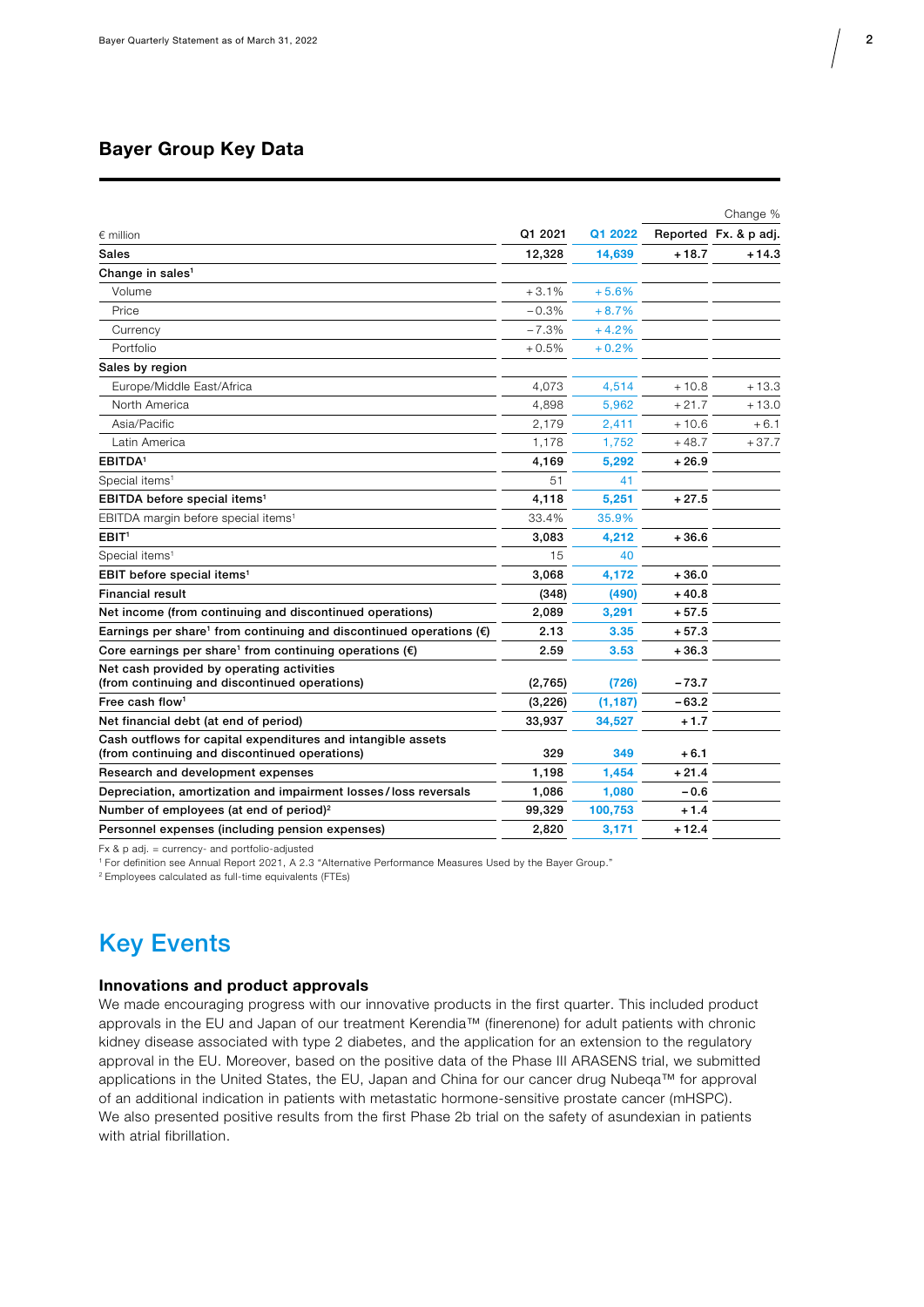## Bayer Group Key Data

| € million | Q1 2021 | Q1 2022 | Change % | |
|---|---|---|---|---|
| | | | Reported | Fx. & p adj. |
| **Sales** | **12,328** | **14,639** | **+18.7** | **+14.3** |
| **Change in sales**[1] | | | | |
| Volume | +3.1% | +5.6% | | |
| Price | −0.3% | +8.7% | | |
| Currency | −7.3% | +4.2% | | |
| Portfolio | +0.5% | +0.2% | | |
| **Sales by region** | | | | |
| Europe/Middle East/Africa | 4,073 | 4,514 | +10.8 | +13.3 |
| North America | 4,898 | 5,962 | +21.7 | +13.0 |
| Asia/Pacific | 2,179 | 2,411 | +10.6 | +6.1 |
| Latin America | 1,178 | 1,752 | +48.7 | +37.7 |
| **EBITDA**[1] | **4,169** | **5,292** | **+26.9** | |
| Special items[1] | 51 | 41 | | |
| **EBITDA before special items**[1] | **4,118** | **5,251** | **+27.5** | |
| EBITDA margin before special items[1] | 33.4% | 35.9% | | |
| **EBIT**[1] | **3,083** | **4,212** | **+36.6** | |
| Special items[1] | 15 | 40 | | |
| **EBIT before special items**[1] | **3,068** | **4,172** | **+36.0** | |
| **Financial result** | **(348)** | **(490)** | **+40.8** | |
| **Net income (from continuing and discontinued operations)** | **2,089** | **3,291** | **+57.5** | |
| **Earnings per share**[1] **from continuing and discontinued operations (€)** | **2.13** | **3.35** | **+57.3** | |
| **Core earnings per share**[1] **from continuing operations (€)** | **2.59** | **3.53** | **+36.3** | |
| **Net cash provided by operating activities (from continuing and discontinued operations)** | **(2,765)** | **(726)** | **−73.7** | |
| **Free cash flow**[1] | **(3,226)** | **(1,187)** | **−63.2** | |
| **Net financial debt (at end of period)** | **33,937** | **34,527** | **+1.7** | |
| **Cash outflows for capital expenditures and intangible assets (from continuing and discontinued operations)** | **329** | **349** | **+6.1** | |
| **Research and development expenses** | **1,198** | **1,454** | **+21.4** | |
| **Depreciation, amortization and impairment losses/loss reversals** | **1,086** | **1,080** | **−0.6** | |
| **Number of employees (at end of period)**[2] | **99,329** | **100,753** | **+1.4** | |
| **Personnel expenses (including pension expenses)** | **2,820** | **3,171** | **+12.4** | |

Fx & p adj. = currency- and portfolio-adjusted
[1] For definition see Annual Report 2021, A 2.3 "Alternative Performance Measures Used by the Bayer Group."
[2] Employees calculated as full-time equivalents (FTEs)

# Key Events

### Innovations and product approvals

We made encouraging progress with our innovative products in the first quarter. This included product approvals in the EU and Japan of our treatment Kerendia™ (finerenone) for adult patients with chronic kidney disease associated with type 2 diabetes, and the application for an extension to the regulatory approval in the EU. Moreover, based on the positive data of the Phase III ARASENS trial, we submitted applications in the United States, the EU, Japan and China for our cancer drug Nubeqa™ for approval of an additional indication in patients with metastatic hormone-sensitive prostate cancer (mHSPC). We also presented positive results from the first Phase 2b trial on the safety of asundexian in patients with atrial fibrillation.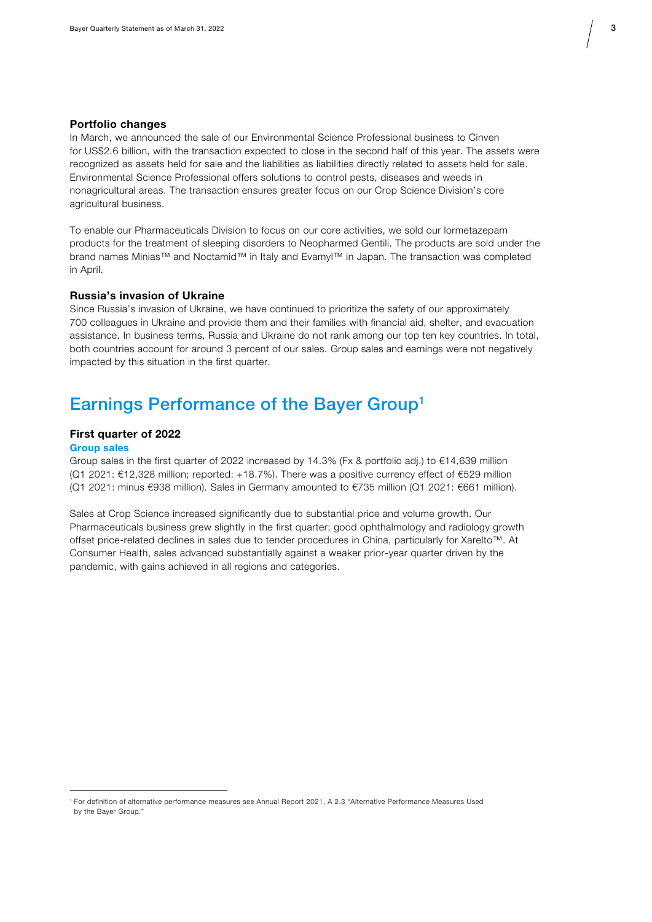### Portfolio changes

In March, we announced the sale of our Environmental Science Professional business to Cinven for US$2.6 billion, with the transaction expected to close in the second half of this year. The assets were recognized as assets held for sale and the liabilities as liabilities directly related to assets held for sale. Environmental Science Professional offers solutions to control pests, diseases and weeds in nonagricultural areas. The transaction ensures greater focus on our Crop Science Division's core agricultural business.

To enable our Pharmaceuticals Division to focus on our core activities, we sold our lormetazepam products for the treatment of sleeping disorders to Neopharmed Gentili. The products are sold under the brand names Minias™ and Noctamid™ in Italy and Evamyl™ in Japan. The transaction was completed in April.

### Russia's invasion of Ukraine

Since Russia's invasion of Ukraine, we have continued to prioritize the safety of our approximately 700 colleagues in Ukraine and provide them and their families with financial aid, shelter, and evacuation assistance. In business terms, Russia and Ukraine do not rank among our top ten key countries. In total, both countries account for around 3 percent of our sales. Group sales and earnings were not negatively impacted by this situation in the first quarter.

# Earnings Performance of the Bayer Group[1]

### First quarter of 2022

#### Group sales

Group sales in the first quarter of 2022 increased by 14.3% (Fx & portfolio adj.) to €14,639 million (Q1 2021: €12,328 million; reported: +18.7%). There was a positive currency effect of €529 million (Q1 2021: minus €938 million). Sales in Germany amounted to €735 million (Q1 2021: €661 million).

Sales at Crop Science increased significantly due to substantial price and volume growth. Our Pharmaceuticals business grew slightly in the first quarter; good ophthalmology and radiology growth offset price-related declines in sales due to tender procedures in China, particularly for Xarelto™. At Consumer Health, sales advanced substantially against a weaker prior-year quarter driven by the pandemic, with gains achieved in all regions and categories.

[1] For definition of alternative performance measures see Annual Report 2021, A 2.3 "Alternative Performance Measures Used by the Bayer Group."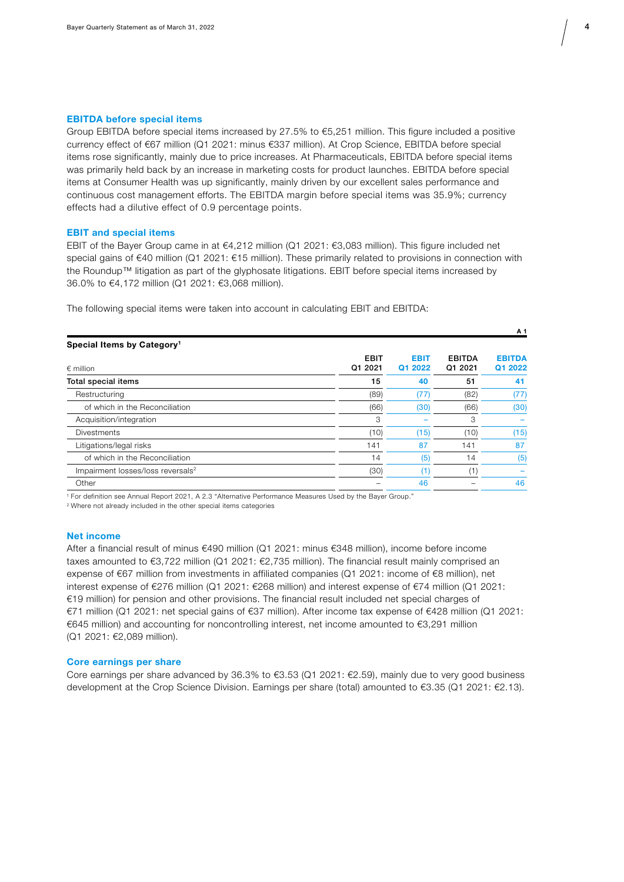### EBITDA before special items

Group EBITDA before special items increased by 27.5% to €5,251 million. This figure included a positive currency effect of €67 million (Q1 2021: minus €337 million). At Crop Science, EBITDA before special items rose significantly, mainly due to price increases. At Pharmaceuticals, EBITDA before special items was primarily held back by an increase in marketing costs for product launches. EBITDA before special items at Consumer Health was up significantly, mainly driven by our excellent sales performance and continuous cost management efforts. The EBITDA margin before special items was 35.9%; currency effects had a dilutive effect of 0.9 percentage points.

### EBIT and special items

EBIT of the Bayer Group came in at €4,212 million (Q1 2021: €3,083 million). This figure included net special gains of €40 million (Q1 2021: €15 million). These primarily related to provisions in connection with the Roundup™ litigation as part of the glyphosate litigations. EBIT before special items increased by 36.0% to €4,172 million (Q1 2021: €3,068 million).

The following special items were taken into account in calculating EBIT and EBITDA:

A 1

**Special Items by Category[1]**

| € million | EBIT Q1 2021 | EBIT Q1 2022 | EBITDA Q1 2021 | EBITDA Q1 2022 |
|---|---|---|---|---|
| **Total special items** | **15** | **40** | **51** | **41** |
| Restructuring | (89) | (77) | (82) | (77) |
| of which in the Reconciliation | (66) | (30) | (66) | (30) |
| Acquisition/integration | 3 | – | 3 | – |
| Divestments | (10) | (15) | (10) | (15) |
| Litigations/legal risks | 141 | 87 | 141 | 87 |
| of which in the Reconciliation | 14 | (5) | 14 | (5) |
| Impairment losses/loss reversals[2] | (30) | (1) | (1) | – |
| Other | – | 46 | – | 46 |

[1] For definition see Annual Report 2021, A 2.3 "Alternative Performance Measures Used by the Bayer Group."
[2] Where not already included in the other special items categories

### Net income

After a financial result of minus €490 million (Q1 2021: minus €348 million), income before income taxes amounted to €3,722 million (Q1 2021: €2,735 million). The financial result mainly comprised an expense of €67 million from investments in affiliated companies (Q1 2021: income of €8 million), net interest expense of €276 million (Q1 2021: €268 million) and interest expense of €74 million (Q1 2021: €19 million) for pension and other provisions. The financial result included net special charges of €71 million (Q1 2021: net special gains of €37 million). After income tax expense of €428 million (Q1 2021: €645 million) and accounting for noncontrolling interest, net income amounted to €3,291 million (Q1 2021: €2,089 million).

### Core earnings per share

Core earnings per share advanced by 36.3% to €3.53 (Q1 2021: €2.59), mainly due to very good business development at the Crop Science Division. Earnings per share (total) amounted to €3.35 (Q1 2021: €2.13).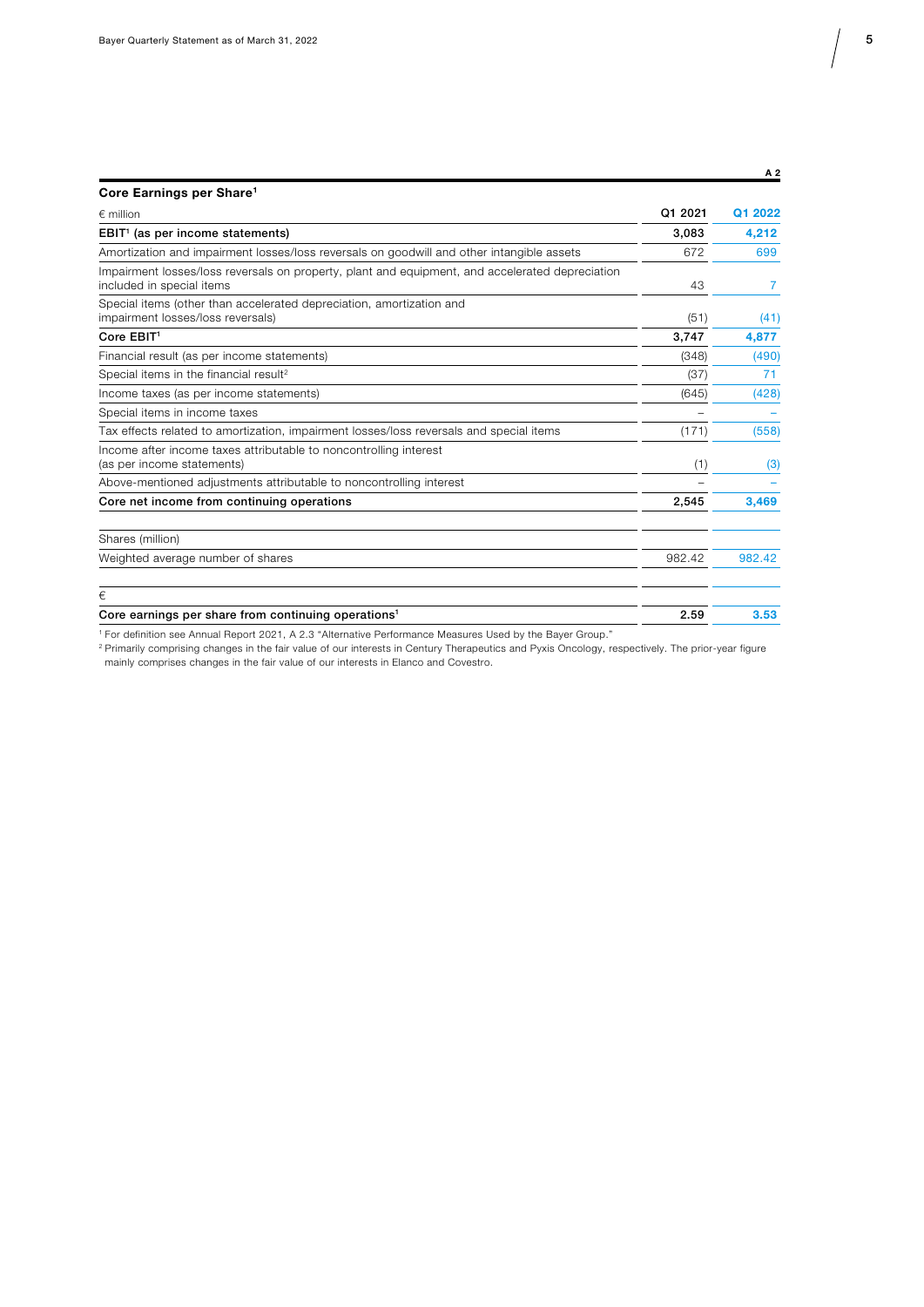A 2

**Core Earnings per Share[1]**

| € million | Q1 2021 | Q1 2022 |
|---|---|---|
| **EBIT[1] (as per income statements)** | **3,083** | **4,212** |
| Amortization and impairment losses/loss reversals on goodwill and other intangible assets | 672 | 699 |
| Impairment losses/loss reversals on property, plant and equipment, and accelerated depreciation included in special items | 43 | 7 |
| Special items (other than accelerated depreciation, amortization and impairment losses/loss reversals) | (51) | (41) |
| **Core EBIT[1]** | **3,747** | **4,877** |
| Financial result (as per income statements) | (348) | (490) |
| Special items in the financial result[2] | (37) | 71 |
| Income taxes (as per income statements) | (645) | (428) |
| Special items in income taxes | – | – |
| Tax effects related to amortization, impairment losses/loss reversals and special items | (171) | (558) |
| Income after income taxes attributable to noncontrolling interest (as per income statements) | (1) | (3) |
| Above-mentioned adjustments attributable to noncontrolling interest | – | – |
| **Core net income from continuing operations** | **2,545** | **3,469** |
| | | |
| Shares (million) | | |
| Weighted average number of shares | 982.42 | 982.42 |
| | | |
| € | | |
| **Core earnings per share from continuing operations[1]** | **2.59** | **3.53** |

[1] For definition see Annual Report 2021, A 2.3 "Alternative Performance Measures Used by the Bayer Group."

[2] Primarily comprising changes in the fair value of our interests in Century Therapeutics and Pyxis Oncology, respectively. The prior-year figure mainly comprises changes in the fair value of our interests in Elanco and Covestro.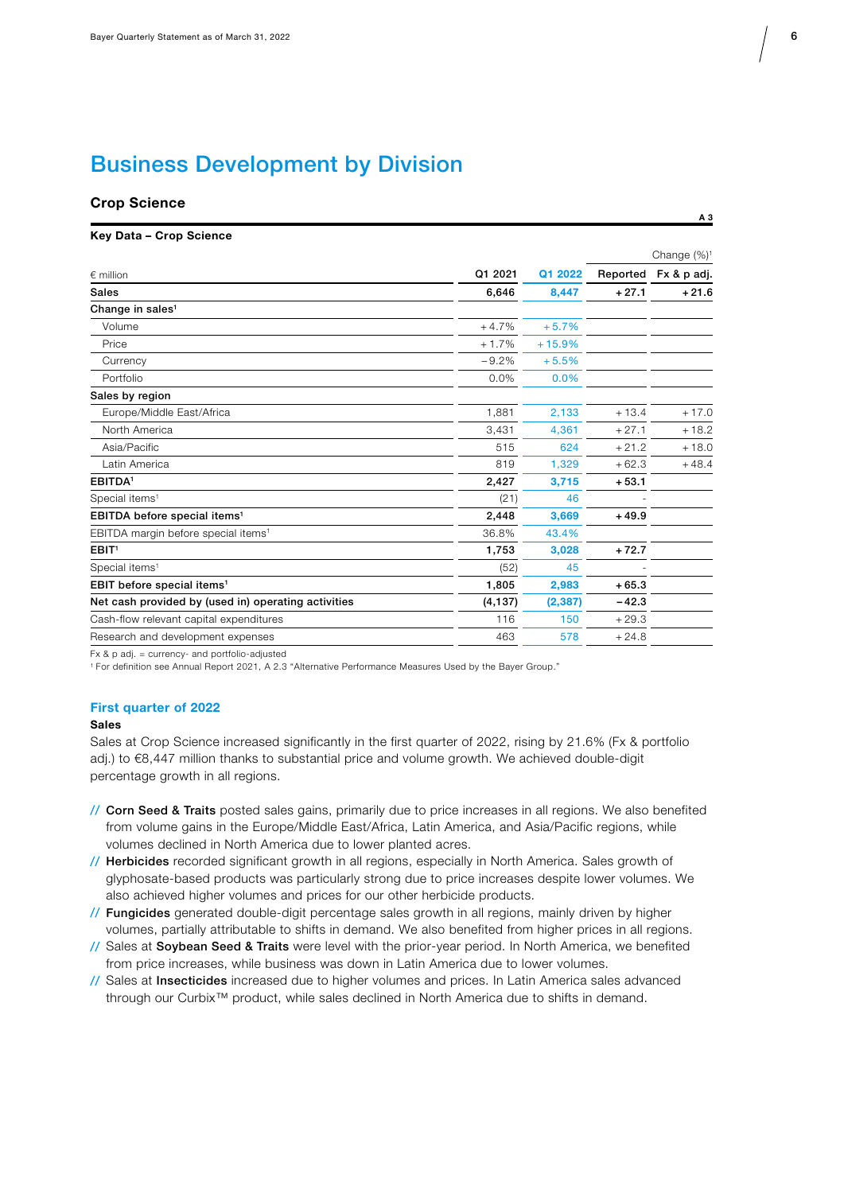# Business Development by Division

## Crop Science

A 3

**Key Data – Crop Science**

| € million | Q1 2021 | Q1 2022 | Change (%)[1] Reported | Fx & p adj. |
|---|---|---|---|---|
| **Sales** | **6,646** | **8,447** | **+27.1** | **+21.6** |
| **Change in sales[1]** | | | | |
| Volume | +4.7% | +5.7% | | |
| Price | +1.7% | +15.9% | | |
| Currency | −9.2% | +5.5% | | |
| Portfolio | 0.0% | 0.0% | | |
| **Sales by region** | | | | |
| Europe/Middle East/Africa | 1,881 | 2,133 | +13.4 | +17.0 |
| North America | 3,431 | 4,361 | +27.1 | +18.2 |
| Asia/Pacific | 515 | 624 | +21.2 | +18.0 |
| Latin America | 819 | 1,329 | +62.3 | +48.4 |
| **EBITDA[1]** | **2,427** | **3,715** | **+53.1** | |
| Special items[1] | (21) | 46 | - | |
| **EBITDA before special items[1]** | **2,448** | **3,669** | **+49.9** | |
| EBITDA margin before special items[1] | 36.8% | 43.4% | | |
| **EBIT[1]** | **1,753** | **3,028** | **+72.7** | |
| Special items[1] | (52) | 45 | - | |
| **EBIT before special items[1]** | **1,805** | **2,983** | **+65.3** | |
| **Net cash provided by (used in) operating activities** | **(4,137)** | **(2,387)** | **−42.3** | |
| Cash-flow relevant capital expenditures | 116 | 150 | +29.3 | |
| Research and development expenses | 463 | 578 | +24.8 | |

Fx & p adj. = currency- and portfolio-adjusted

[1] For definition see Annual Report 2021, A 2.3 "Alternative Performance Measures Used by the Bayer Group."

### First quarter of 2022

**Sales**

Sales at Crop Science increased significantly in the first quarter of 2022, rising by 21.6% (Fx & portfolio adj.) to €8,447 million thanks to substantial price and volume growth. We achieved double-digit percentage growth in all regions.

- **Corn Seed & Traits** posted sales gains, primarily due to price increases in all regions. We also benefited from volume gains in the Europe/Middle East/Africa, Latin America, and Asia/Pacific regions, while volumes declined in North America due to lower planted acres.
- **Herbicides** recorded significant growth in all regions, especially in North America. Sales growth of glyphosate-based products was particularly strong due to price increases despite lower volumes. We also achieved higher volumes and prices for our other herbicide products.
- **Fungicides** generated double-digit percentage sales growth in all regions, mainly driven by higher volumes, partially attributable to shifts in demand. We also benefited from higher prices in all regions.
- Sales at **Soybean Seed & Traits** were level with the prior-year period. In North America, we benefited from price increases, while business was down in Latin America due to lower volumes.
- Sales at **Insecticides** increased due to higher volumes and prices. In Latin America sales advanced through our Curbix™ product, while sales declined in North America due to shifts in demand.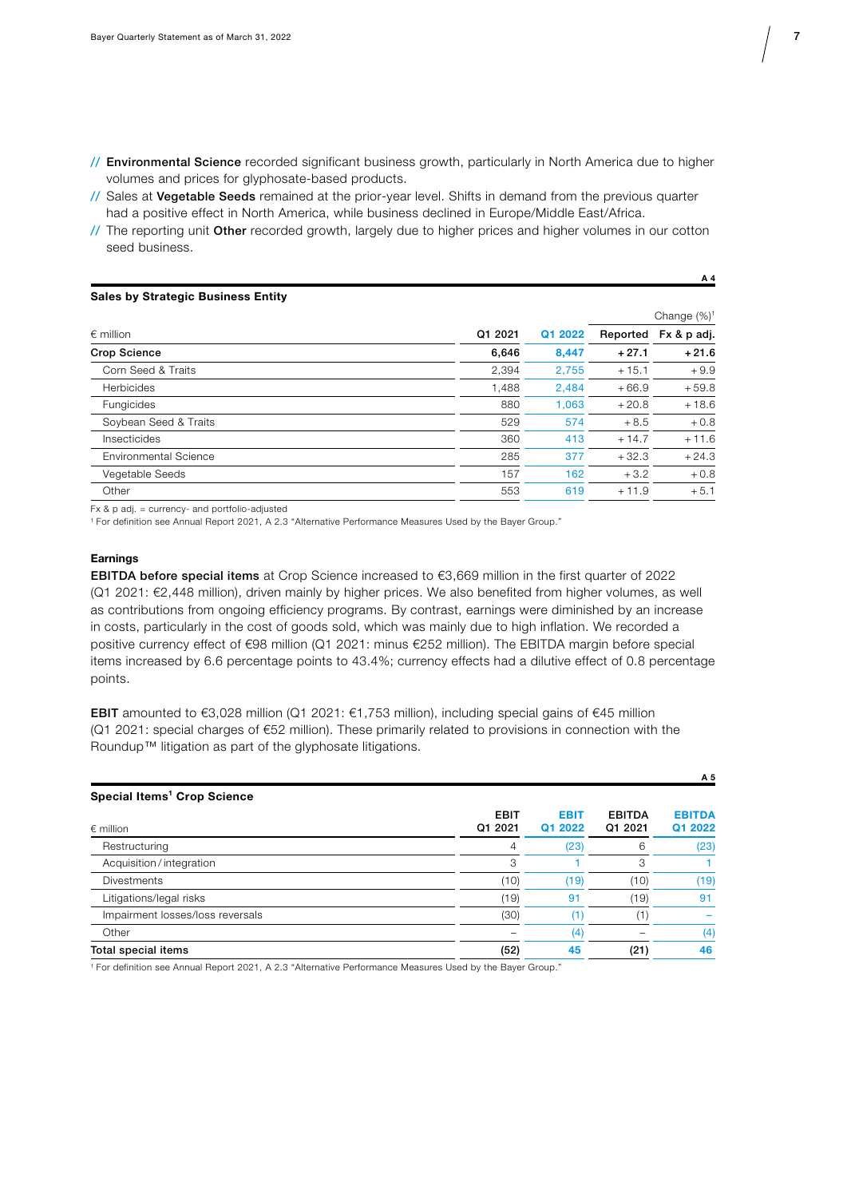// **Environmental Science** recorded significant business growth, particularly in North America due to higher volumes and prices for glyphosate-based products.

// Sales at **Vegetable Seeds** remained at the prior-year level. Shifts in demand from the previous quarter had a positive effect in North America, while business declined in Europe/Middle East/Africa.

// The reporting unit **Other** recorded growth, largely due to higher prices and higher volumes in our cotton seed business.

A 4

**Sales by Strategic Business Entity**

| € million | Q1 2021 | Q1 2022 | Change (%)[1] Reported | Fx & p adj. |
|---|---|---|---|---|
| **Crop Science** | **6,646** | **8,447** | **+27.1** | **+21.6** |
| Corn Seed & Traits | 2,394 | 2,755 | +15.1 | +9.9 |
| Herbicides | 1,488 | 2,484 | +66.9 | +59.8 |
| Fungicides | 880 | 1,063 | +20.8 | +18.6 |
| Soybean Seed & Traits | 529 | 574 | +8.5 | +0.8 |
| Insecticides | 360 | 413 | +14.7 | +11.6 |
| Environmental Science | 285 | 377 | +32.3 | +24.3 |
| Vegetable Seeds | 157 | 162 | +3.2 | +0.8 |
| Other | 553 | 619 | +11.9 | +5.1 |

Fx & p adj. = currency- and portfolio-adjusted
[1] For definition see Annual Report 2021, A 2.3 "Alternative Performance Measures Used by the Bayer Group."

**Earnings**

**EBITDA before special items** at Crop Science increased to €3,669 million in the first quarter of 2022 (Q1 2021: €2,448 million), driven mainly by higher prices. We also benefited from higher volumes, as well as contributions from ongoing efficiency programs. By contrast, earnings were diminished by an increase in costs, particularly in the cost of goods sold, which was mainly due to high inflation. We recorded a positive currency effect of €98 million (Q1 2021: minus €252 million). The EBITDA margin before special items increased by 6.6 percentage points to 43.4%; currency effects had a dilutive effect of 0.8 percentage points.

**EBIT** amounted to €3,028 million (Q1 2021: €1,753 million), including special gains of €45 million (Q1 2021: special charges of €52 million). These primarily related to provisions in connection with the Roundup™ litigation as part of the glyphosate litigations.

A 5

**Special Items[1] Crop Science**

| € million | EBIT Q1 2021 | EBIT Q1 2022 | EBITDA Q1 2021 | EBITDA Q1 2022 |
|---|---|---|---|---|
| Restructuring | 4 | (23) | 6 | (23) |
| Acquisition/integration | 3 | 1 | 3 | 1 |
| Divestments | (10) | (19) | (10) | (19) |
| Litigations/legal risks | (19) | 91 | (19) | 91 |
| Impairment losses/loss reversals | (30) | (1) | (1) | – |
| Other | – | (4) | – | (4) |
| **Total special items** | **(52)** | **45** | **(21)** | **46** |

[1] For definition see Annual Report 2021, A 2.3 "Alternative Performance Measures Used by the Bayer Group."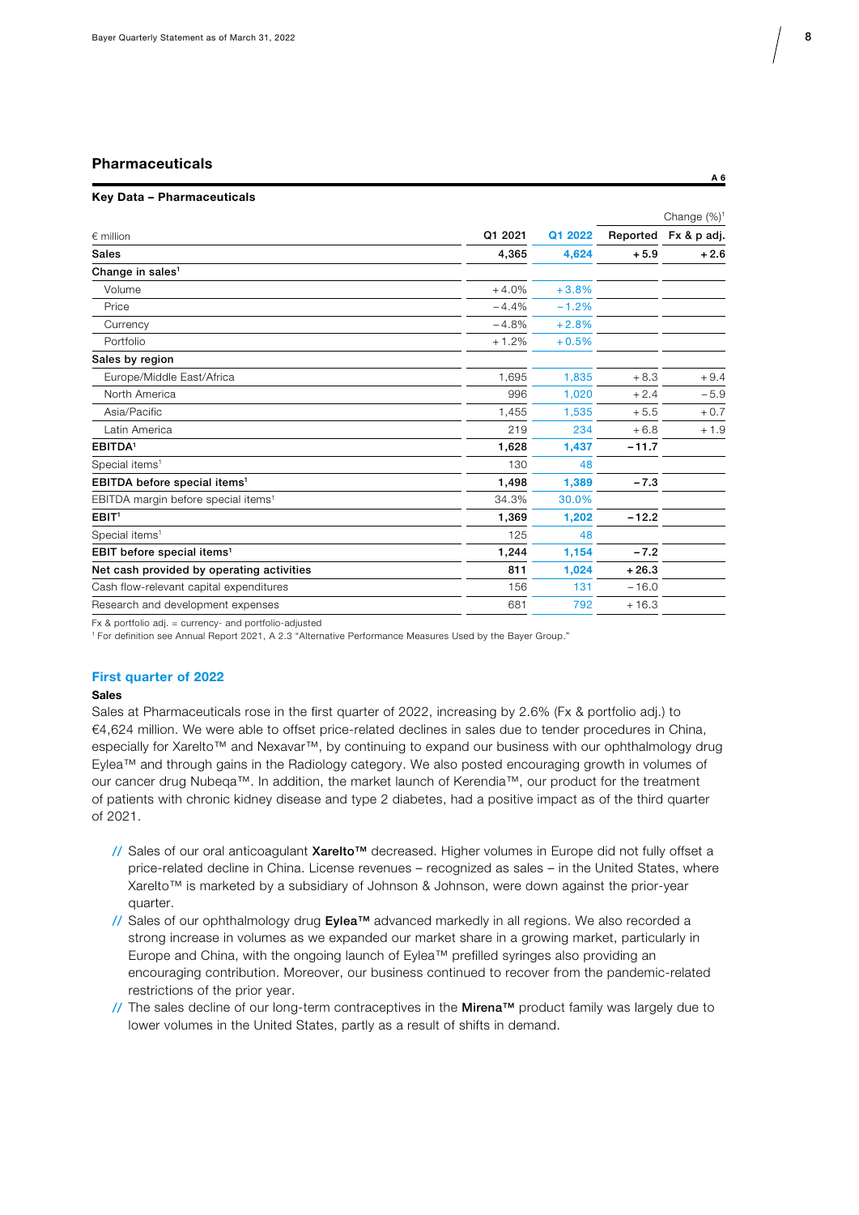## Pharmaceuticals

A 6

**Key Data – Pharmaceuticals**

| € million | Q1 2021 | Q1 2022 | Change (%)[1] Reported | Fx & p adj. |
|---|---|---|---|---|
| **Sales** | **4,365** | **4,624** | **+5.9** | **+2.6** |
| **Change in sales[1]** | | | | |
| Volume | +4.0% | +3.8% | | |
| Price | –4.4% | –1.2% | | |
| Currency | –4.8% | +2.8% | | |
| Portfolio | +1.2% | +0.5% | | |
| **Sales by region** | | | | |
| Europe/Middle East/Africa | 1,695 | 1,835 | +8.3 | +9.4 |
| North America | 996 | 1,020 | +2.4 | –5.9 |
| Asia/Pacific | 1,455 | 1,535 | +5.5 | +0.7 |
| Latin America | 219 | 234 | +6.8 | +1.9 |
| **EBITDA[1]** | **1,628** | **1,437** | **–11.7** | |
| Special items[1] | 130 | 48 | | |
| **EBITDA before special items[1]** | **1,498** | **1,389** | **–7.3** | |
| EBITDA margin before special items[1] | 34.3% | 30.0% | | |
| **EBIT[1]** | **1,369** | **1,202** | **–12.2** | |
| Special items[1] | 125 | 48 | | |
| **EBIT before special items[1]** | **1,244** | **1,154** | **–7.2** | |
| **Net cash provided by operating activities** | **811** | **1,024** | **+26.3** | |
| Cash flow-relevant capital expenditures | 156 | 131 | –16.0 | |
| Research and development expenses | 681 | 792 | +16.3 | |

Fx & portfolio adj. = currency- and portfolio-adjusted
[1] For definition see Annual Report 2021, A 2.3 "Alternative Performance Measures Used by the Bayer Group."

### First quarter of 2022

**Sales**

Sales at Pharmaceuticals rose in the first quarter of 2022, increasing by 2.6% (Fx & portfolio adj.) to €4,624 million. We were able to offset price-related declines in sales due to tender procedures in China, especially for Xarelto™ and Nexavar™, by continuing to expand our business with our ophthalmology drug Eylea™ and through gains in the Radiology category. We also posted encouraging growth in volumes of our cancer drug Nubeqa™. In addition, the market launch of Kerendia™, our product for the treatment of patients with chronic kidney disease and type 2 diabetes, had a positive impact as of the third quarter of 2021.

- Sales of our oral anticoagulant **Xarelto™** decreased. Higher volumes in Europe did not fully offset a price-related decline in China. License revenues – recognized as sales – in the United States, where Xarelto™ is marketed by a subsidiary of Johnson & Johnson, were down against the prior-year quarter.
- Sales of our ophthalmology drug **Eylea™** advanced markedly in all regions. We also recorded a strong increase in volumes as we expanded our market share in a growing market, particularly in Europe and China, with the ongoing launch of Eylea™ prefilled syringes also providing an encouraging contribution. Moreover, our business continued to recover from the pandemic-related restrictions of the prior year.
- The sales decline of our long-term contraceptives in the **Mirena™** product family was largely due to lower volumes in the United States, partly as a result of shifts in demand.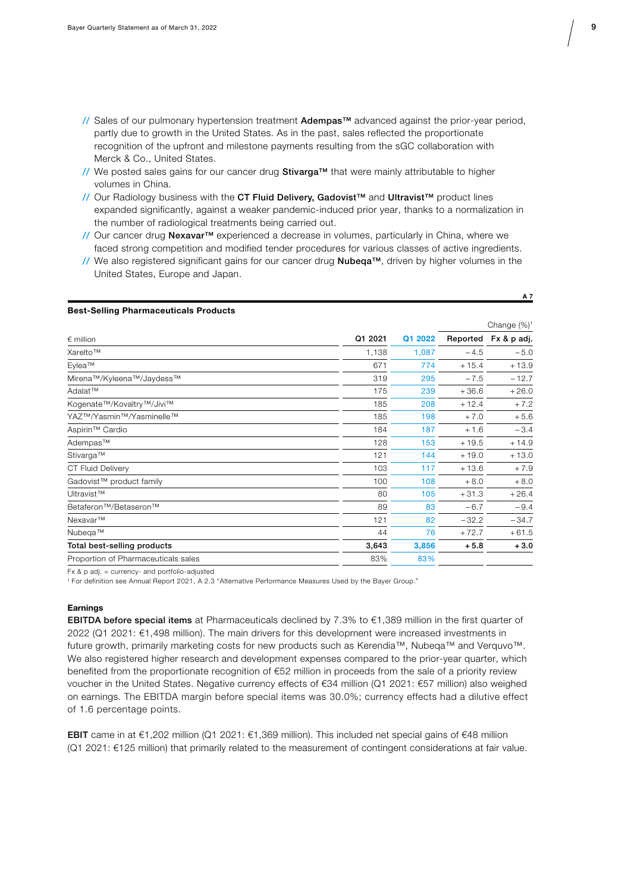- Sales of our pulmonary hypertension treatment **Adempas™** advanced against the prior-year period, partly due to growth in the United States. As in the past, sales reflected the proportionate recognition of the upfront and milestone payments resulting from the sGC collaboration with Merck & Co., United States.
- We posted sales gains for our cancer drug **Stivarga™** that were mainly attributable to higher volumes in China.
- Our Radiology business with the **CT Fluid Delivery, Gadovist™** and **Ultravist™** product lines expanded significantly, against a weaker pandemic-induced prior year, thanks to a normalization in the number of radiological treatments being carried out.
- Our cancer drug **Nexavar™** experienced a decrease in volumes, particularly in China, where we faced strong competition and modified tender procedures for various classes of active ingredients.
- We also registered significant gains for our cancer drug **Nubeqa™**, driven by higher volumes in the United States, Europe and Japan.

A 7

**Best-Selling Pharmaceuticals Products**

| € million | Q1 2021 | Q1 2022 | Change (%)[1] Reported | Fx & p adj. |
|---|---|---|---|---|
| Xarelto™ | 1,138 | 1,087 | −4.5 | −5.0 |
| Eylea™ | 671 | 774 | +15.4 | +13.9 |
| Mirena™/Kyleena™/Jaydess™ | 319 | 295 | −7.5 | −12.7 |
| Adalat™ | 175 | 239 | +36.6 | +26.0 |
| Kogenate™/Kovaltry™/Jivi™ | 185 | 208 | +12.4 | +7.2 |
| YAZ™/Yasmin™/Yasminelle™ | 185 | 198 | +7.0 | +5.6 |
| Aspirin™ Cardio | 184 | 187 | +1.6 | −3.4 |
| Adempas™ | 128 | 153 | +19.5 | +14.9 |
| Stivarga™ | 121 | 144 | +19.0 | +13.0 |
| CT Fluid Delivery | 103 | 117 | +13.6 | +7.9 |
| Gadovist™ product family | 100 | 108 | +8.0 | +8.0 |
| Ultravist™ | 80 | 105 | +31.3 | +26.4 |
| Betaferon™/Betaseron™ | 89 | 83 | −6.7 | −9.4 |
| Nexavar™ | 121 | 82 | −32.2 | −34.7 |
| Nubeqa™ | 44 | 76 | +72.7 | +61.5 |
| **Total best-selling products** | **3,643** | **3,856** | **+5.8** | **+3.0** |
| Proportion of Pharmaceuticals sales | 83% | 83% | | |

Fx & p adj. = currency- and portfolio-adjusted
[1] For definition see Annual Report 2021, A 2.3 "Alternative Performance Measures Used by the Bayer Group."

**Earnings**

**EBITDA before special items** at Pharmaceuticals declined by 7.3% to €1,389 million in the first quarter of 2022 (Q1 2021: €1,498 million). The main drivers for this development were increased investments in future growth, primarily marketing costs for new products such as Kerendia™, Nubeqa™ and Verquvo™. We also registered higher research and development expenses compared to the prior-year quarter, which benefited from the proportionate recognition of €52 million in proceeds from the sale of a priority review voucher in the United States. Negative currency effects of €34 million (Q1 2021: €57 million) also weighed on earnings. The EBITDA margin before special items was 30.0%; currency effects had a dilutive effect of 1.6 percentage points.

**EBIT** came in at €1,202 million (Q1 2021: €1,369 million). This included net special gains of €48 million (Q1 2021: €125 million) that primarily related to the measurement of contingent considerations at fair value.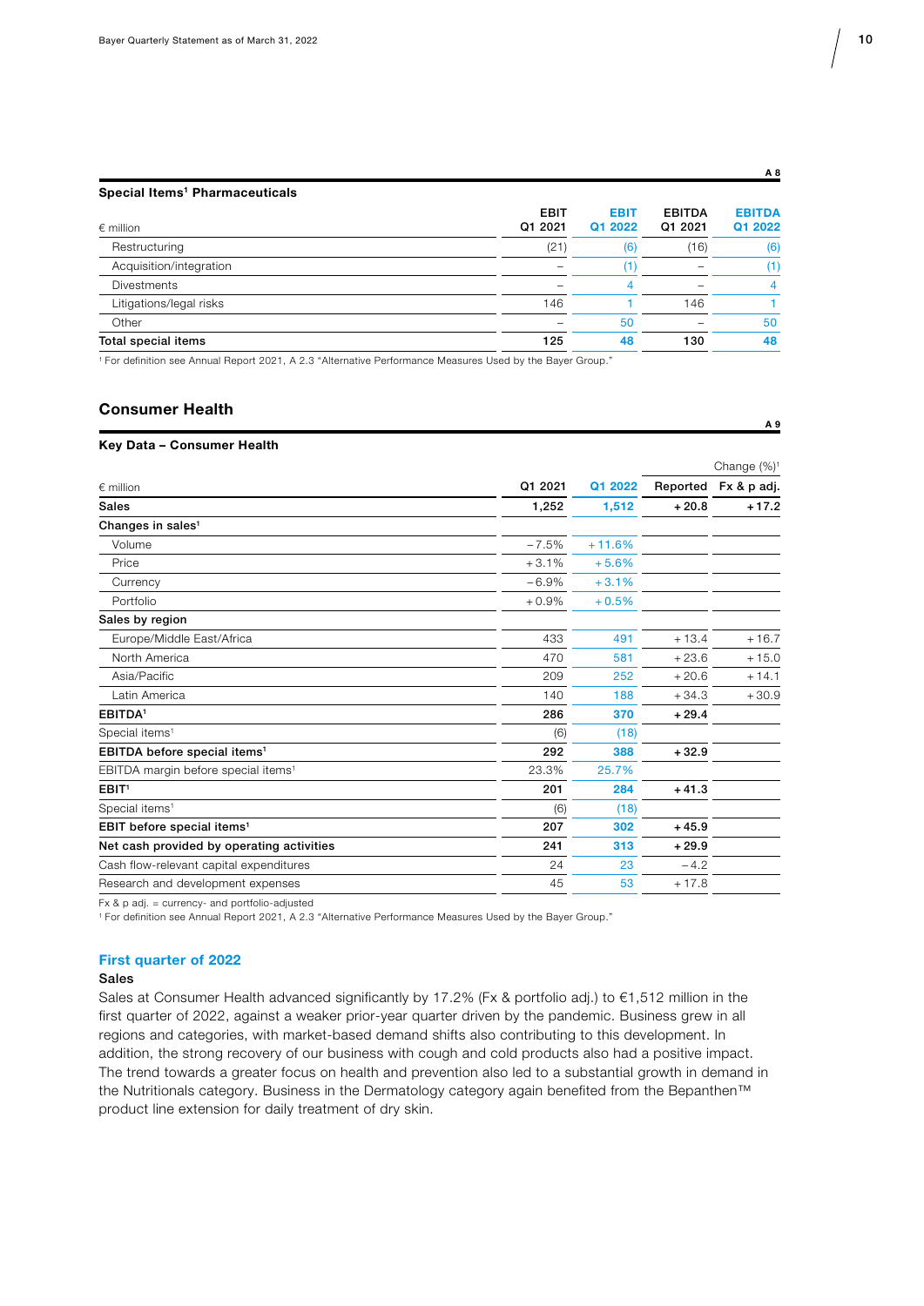A 8

**Special Items[1] Pharmaceuticals**

| € million | EBIT Q1 2021 | EBIT Q1 2022 | EBITDA Q1 2021 | EBITDA Q1 2022 |
|---|---|---|---|---|
| Restructuring | (21) | (6) | (16) | (6) |
| Acquisition/integration | – | (1) | – | (1) |
| Divestments | – | 4 | – | 4 |
| Litigations/legal risks | 146 | 1 | 146 | 1 |
| Other | – | 50 | – | 50 |
| **Total special items** | **125** | **48** | **130** | **48** |

[1] For definition see Annual Report 2021, A 2.3 "Alternative Performance Measures Used by the Bayer Group."

## Consumer Health

A 9

**Key Data – Consumer Health**

| € million | Q1 2021 | Q1 2022 | Change (%)[1] Reported | Fx & p adj. |
|---|---|---|---|---|
| **Sales** | **1,252** | **1,512** | **+20.8** | **+17.2** |
| **Changes in sales[1]** | | | | |
| Volume | −7.5% | +11.6% | | |
| Price | +3.1% | +5.6% | | |
| Currency | −6.9% | +3.1% | | |
| Portfolio | +0.9% | +0.5% | | |
| **Sales by region** | | | | |
| Europe/Middle East/Africa | 433 | 491 | +13.4 | +16.7 |
| North America | 470 | 581 | +23.6 | +15.0 |
| Asia/Pacific | 209 | 252 | +20.6 | +14.1 |
| Latin America | 140 | 188 | +34.3 | +30.9 |
| **EBITDA[1]** | **286** | **370** | **+29.4** | |
| Special items[1] | (6) | (18) | | |
| **EBITDA before special items[1]** | **292** | **388** | **+32.9** | |
| EBITDA margin before special items[1] | 23.3% | 25.7% | | |
| **EBIT[1]** | **201** | **284** | **+41.3** | |
| Special items[1] | (6) | (18) | | |
| **EBIT before special items[1]** | **207** | **302** | **+45.9** | |
| **Net cash provided by operating activities** | **241** | **313** | **+29.9** | |
| Cash flow-relevant capital expenditures | 24 | 23 | −4.2 | |
| Research and development expenses | 45 | 53 | +17.8 | |

Fx & p adj. = currency- and portfolio-adjusted

[1] For definition see Annual Report 2021, A 2.3 "Alternative Performance Measures Used by the Bayer Group."

### First quarter of 2022

**Sales**

Sales at Consumer Health advanced significantly by 17.2% (Fx & portfolio adj.) to €1,512 million in the first quarter of 2022, against a weaker prior-year quarter driven by the pandemic. Business grew in all regions and categories, with market-based demand shifts also contributing to this development. In addition, the strong recovery of our business with cough and cold products also had a positive impact. The trend towards a greater focus on health and prevention also led to a substantial growth in demand in the Nutritionals category. Business in the Dermatology category again benefited from the Bepanthen™ product line extension for daily treatment of dry skin.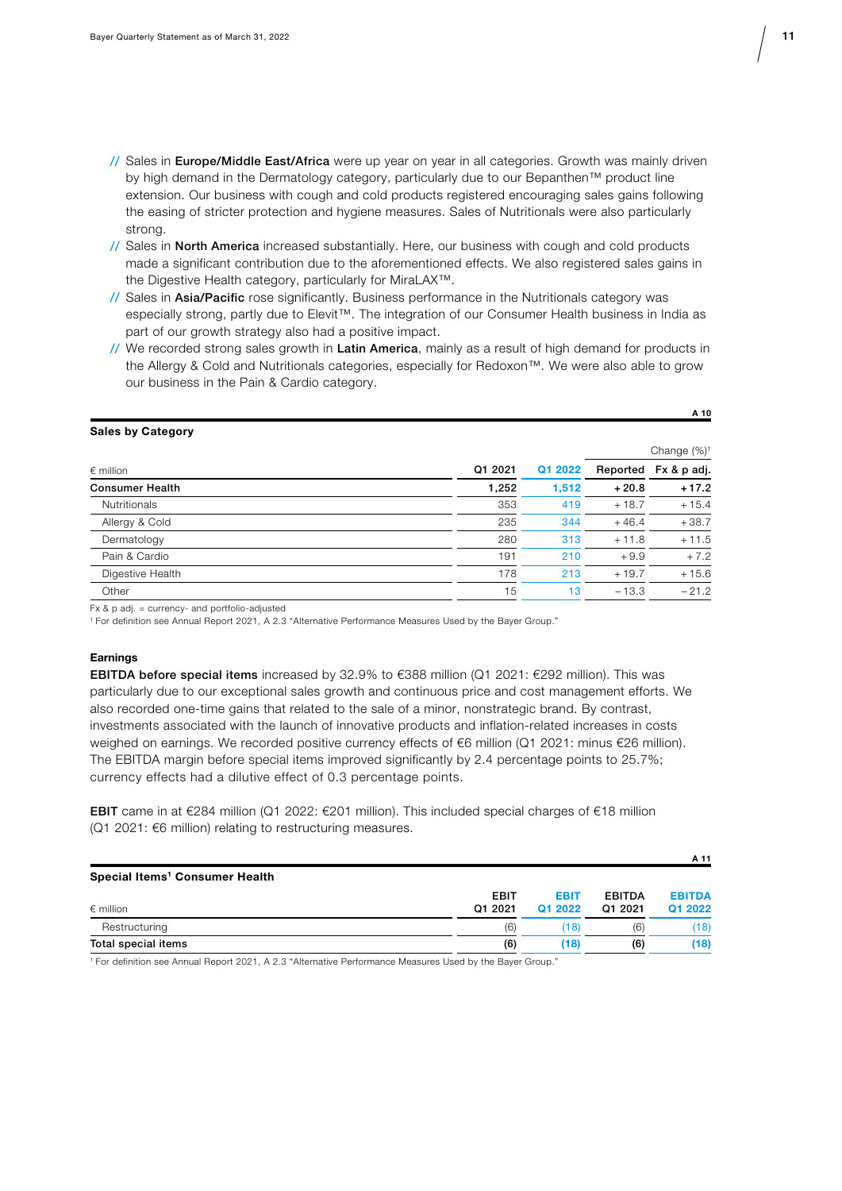- // Sales in **Europe/Middle East/Africa** were up year on year in all categories. Growth was mainly driven by high demand in the Dermatology category, particularly due to our Bepanthen™ product line extension. Our business with cough and cold products registered encouraging sales gains following the easing of stricter protection and hygiene measures. Sales of Nutritionals were also particularly strong.
- // Sales in **North America** increased substantially. Here, our business with cough and cold products made a significant contribution due to the aforementioned effects. We also registered sales gains in the Digestive Health category, particularly for MiraLAX™.
- // Sales in **Asia/Pacific** rose significantly. Business performance in the Nutritionals category was especially strong, partly due to Elevit™. The integration of our Consumer Health business in India as part of our growth strategy also had a positive impact.
- // We recorded strong sales growth in **Latin America**, mainly as a result of high demand for products in the Allergy & Cold and Nutritionals categories, especially for Redoxon™. We were also able to grow our business in the Pain & Cardio category.

A 10

**Sales by Category**

| € million | Q1 2021 | Q1 2022 | Change (%)[1] Reported | Fx & p adj. |
|---|---|---|---|---|
| **Consumer Health** | **1,252** | **1,512** | **+20.8** | **+17.2** |
| Nutritionals | 353 | 419 | +18.7 | +15.4 |
| Allergy & Cold | 235 | 344 | +46.4 | +38.7 |
| Dermatology | 280 | 313 | +11.8 | +11.5 |
| Pain & Cardio | 191 | 210 | +9.9 | +7.2 |
| Digestive Health | 178 | 213 | +19.7 | +15.6 |
| Other | 15 | 13 | −13.3 | −21.2 |

Fx & p adj. = currency- and portfolio-adjusted

[1] For definition see Annual Report 2021, A 2.3 "Alternative Performance Measures Used by the Bayer Group."

**Earnings**

**EBITDA before special items** increased by 32.9% to €388 million (Q1 2021: €292 million). This was particularly due to our exceptional sales growth and continuous price and cost management efforts. We also recorded one-time gains that related to the sale of a minor, nonstrategic brand. By contrast, investments associated with the launch of innovative products and inflation-related increases in costs weighed on earnings. We recorded positive currency effects of €6 million (Q1 2021: minus €26 million). The EBITDA margin before special items improved significantly by 2.4 percentage points to 25.7%; currency effects had a dilutive effect of 0.3 percentage points.

**EBIT** came in at €284 million (Q1 2022: €201 million). This included special charges of €18 million (Q1 2021: €6 million) relating to restructuring measures.

A 11

**Special Items[1] Consumer Health**

| € million | EBIT Q1 2021 | EBIT Q1 2022 | EBITDA Q1 2021 | EBITDA Q1 2022 |
|---|---|---|---|---|
| Restructuring | (6) | (18) | (6) | (18) |
| **Total special items** | **(6)** | **(18)** | **(6)** | **(18)** |

[1] For definition see Annual Report 2021, A 2.3 "Alternative Performance Measures Used by the Bayer Group."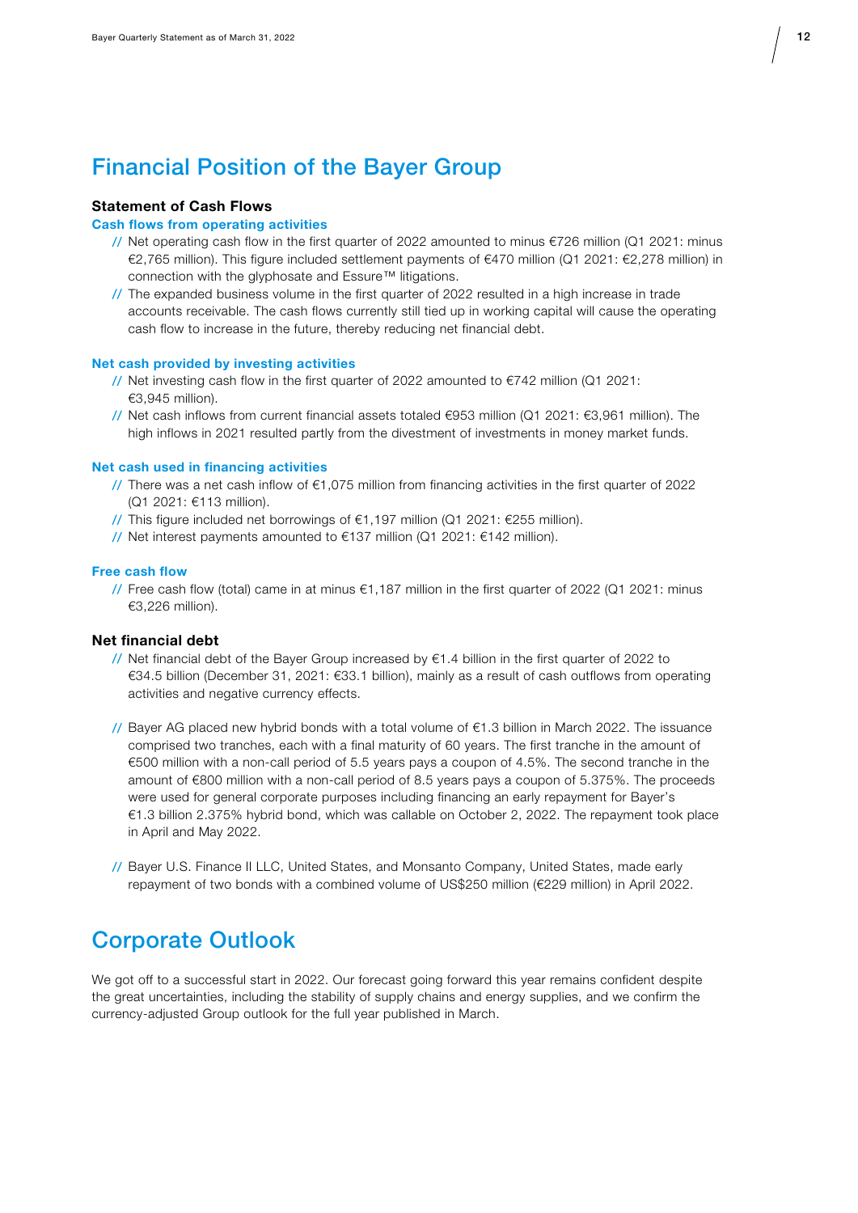# Financial Position of the Bayer Group

### Statement of Cash Flows

#### Cash flows from operating activities

- Net operating cash flow in the first quarter of 2022 amounted to minus €726 million (Q1 2021: minus €2,765 million). This figure included settlement payments of €470 million (Q1 2021: €2,278 million) in connection with the glyphosate and Essure™ litigations.
- The expanded business volume in the first quarter of 2022 resulted in a high increase in trade accounts receivable. The cash flows currently still tied up in working capital will cause the operating cash flow to increase in the future, thereby reducing net financial debt.

#### Net cash provided by investing activities

- Net investing cash flow in the first quarter of 2022 amounted to €742 million (Q1 2021: €3,945 million).
- Net cash inflows from current financial assets totaled €953 million (Q1 2021: €3,961 million). The high inflows in 2021 resulted partly from the divestment of investments in money market funds.

#### Net cash used in financing activities

- There was a net cash inflow of €1,075 million from financing activities in the first quarter of 2022 (Q1 2021: €113 million).
- This figure included net borrowings of €1,197 million (Q1 2021: €255 million).
- Net interest payments amounted to €137 million (Q1 2021: €142 million).

#### Free cash flow

- Free cash flow (total) came in at minus €1,187 million in the first quarter of 2022 (Q1 2021: minus €3,226 million).

### Net financial debt

- Net financial debt of the Bayer Group increased by €1.4 billion in the first quarter of 2022 to €34.5 billion (December 31, 2021: €33.1 billion), mainly as a result of cash outflows from operating activities and negative currency effects.

- Bayer AG placed new hybrid bonds with a total volume of €1.3 billion in March 2022. The issuance comprised two tranches, each with a final maturity of 60 years. The first tranche in the amount of €500 million with a non-call period of 5.5 years pays a coupon of 4.5%. The second tranche in the amount of €800 million with a non-call period of 8.5 years pays a coupon of 5.375%. The proceeds were used for general corporate purposes including financing an early repayment for Bayer's €1.3 billion 2.375% hybrid bond, which was callable on October 2, 2022. The repayment took place in April and May 2022.

- Bayer U.S. Finance II LLC, United States, and Monsanto Company, United States, made early repayment of two bonds with a combined volume of US$250 million (€229 million) in April 2022.

# Corporate Outlook

We got off to a successful start in 2022. Our forecast going forward this year remains confident despite the great uncertainties, including the stability of supply chains and energy supplies, and we confirm the currency-adjusted Group outlook for the full year published in March.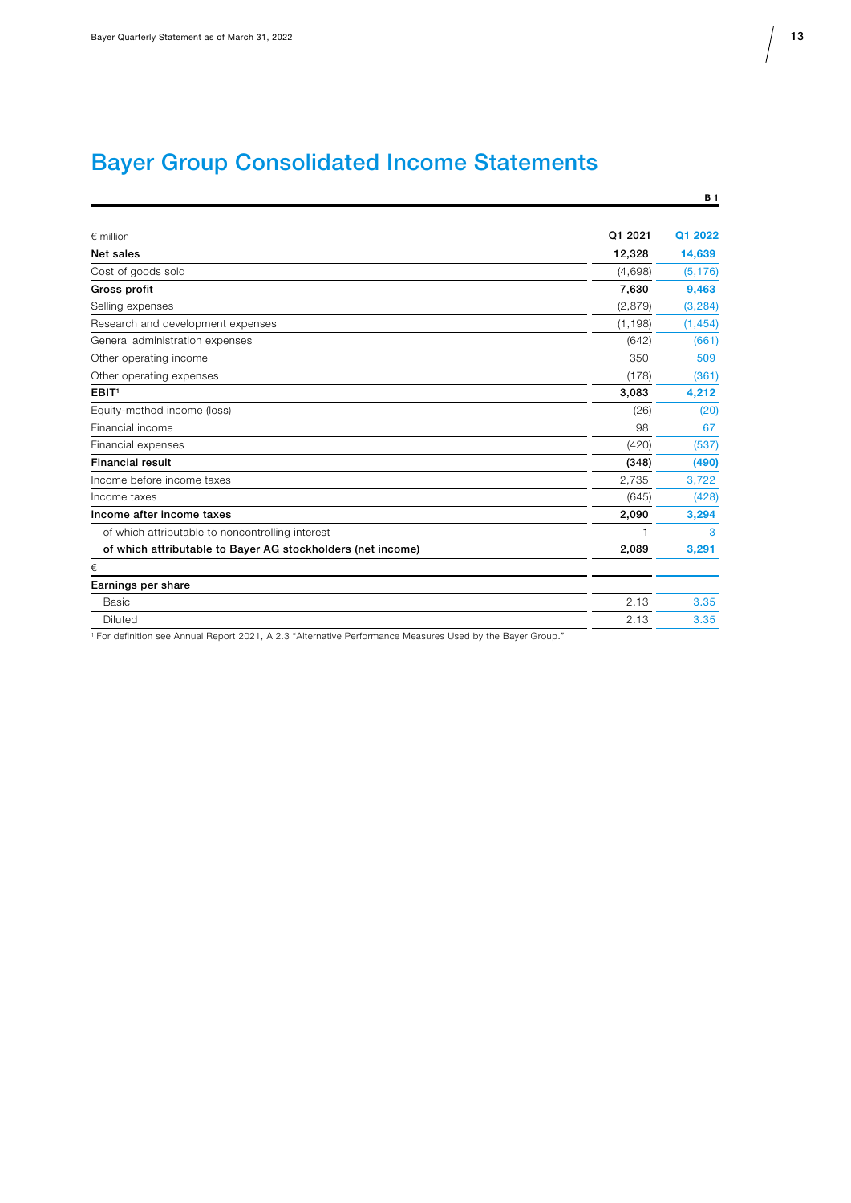# Bayer Group Consolidated Income Statements

B 1

| € million | Q1 2021 | Q1 2022 |
|---|---|---|
| **Net sales** | **12,328** | **14,639** |
| Cost of goods sold | (4,698) | (5,176) |
| **Gross profit** | **7,630** | **9,463** |
| Selling expenses | (2,879) | (3,284) |
| Research and development expenses | (1,198) | (1,454) |
| General administration expenses | (642) | (661) |
| Other operating income | 350 | 509 |
| Other operating expenses | (178) | (361) |
| **EBIT**[1] | **3,083** | **4,212** |
| Equity-method income (loss) | (26) | (20) |
| Financial income | 98 | 67 |
| Financial expenses | (420) | (537) |
| **Financial result** | **(348)** | **(490)** |
| Income before income taxes | 2,735 | 3,722 |
| Income taxes | (645) | (428) |
| **Income after income taxes** | **2,090** | **3,294** |
| of which attributable to noncontrolling interest | 1 | 3 |
| **of which attributable to Bayer AG stockholders (net income)** | **2,089** | **3,291** |
| € | | |
| **Earnings per share** | | |
| Basic | 2.13 | 3.35 |
| Diluted | 2.13 | 3.35 |

[1] For definition see Annual Report 2021, A 2.3 "Alternative Performance Measures Used by the Bayer Group."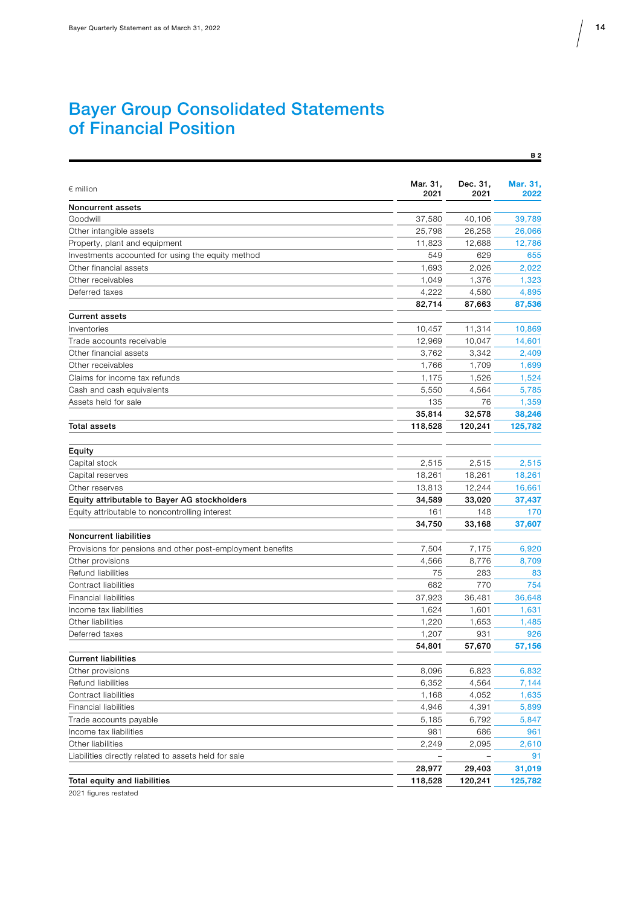# Bayer Group Consolidated Statements of Financial Position

B 2

| € million | Mar. 31, 2021 | Dec. 31, 2021 | Mar. 31, 2022 |
|---|---|---|---|
| **Noncurrent assets** | | | |
| Goodwill | 37,580 | 40,106 | 39,789 |
| Other intangible assets | 25,798 | 26,258 | 26,066 |
| Property, plant and equipment | 11,823 | 12,688 | 12,786 |
| Investments accounted for using the equity method | 549 | 629 | 655 |
| Other financial assets | 1,693 | 2,026 | 2,022 |
| Other receivables | 1,049 | 1,376 | 1,323 |
| Deferred taxes | 4,222 | 4,580 | 4,895 |
| | **82,714** | **87,663** | **87,536** |
| **Current assets** | | | |
| Inventories | 10,457 | 11,314 | 10,869 |
| Trade accounts receivable | 12,969 | 10,047 | 14,601 |
| Other financial assets | 3,762 | 3,342 | 2,409 |
| Other receivables | 1,766 | 1,709 | 1,699 |
| Claims for income tax refunds | 1,175 | 1,526 | 1,524 |
| Cash and cash equivalents | 5,550 | 4,564 | 5,785 |
| Assets held for sale | 135 | 76 | 1,359 |
| | **35,814** | **32,578** | **38,246** |
| **Total assets** | **118,528** | **120,241** | **125,782** |
| | | | |
| **Equity** | | | |
| Capital stock | 2,515 | 2,515 | 2,515 |
| Capital reserves | 18,261 | 18,261 | 18,261 |
| Other reserves | 13,813 | 12,244 | 16,661 |
| **Equity attributable to Bayer AG stockholders** | **34,589** | **33,020** | **37,437** |
| Equity attributable to noncontrolling interest | 161 | 148 | 170 |
| | **34,750** | **33,168** | **37,607** |
| **Noncurrent liabilities** | | | |
| Provisions for pensions and other post-employment benefits | 7,504 | 7,175 | 6,920 |
| Other provisions | 4,566 | 8,776 | 8,709 |
| Refund liabilities | 75 | 283 | 83 |
| Contract liabilities | 682 | 770 | 754 |
| Financial liabilities | 37,923 | 36,481 | 36,648 |
| Income tax liabilities | 1,624 | 1,601 | 1,631 |
| Other liabilities | 1,220 | 1,653 | 1,485 |
| Deferred taxes | 1,207 | 931 | 926 |
| | **54,801** | **57,670** | **57,156** |
| **Current liabilities** | | | |
| Other provisions | 8,096 | 6,823 | 6,832 |
| Refund liabilities | 6,352 | 4,564 | 7,144 |
| Contract liabilities | 1,168 | 4,052 | 1,635 |
| Financial liabilities | 4,946 | 4,391 | 5,899 |
| Trade accounts payable | 5,185 | 6,792 | 5,847 |
| Income tax liabilities | 981 | 686 | 961 |
| Other liabilities | 2,249 | 2,095 | 2,610 |
| Liabilities directly related to assets held for sale | – | – | 91 |
| | **28,977** | **29,403** | **31,019** |
| **Total equity and liabilities** | **118,528** | **120,241** | **125,782** |

2021 figures restated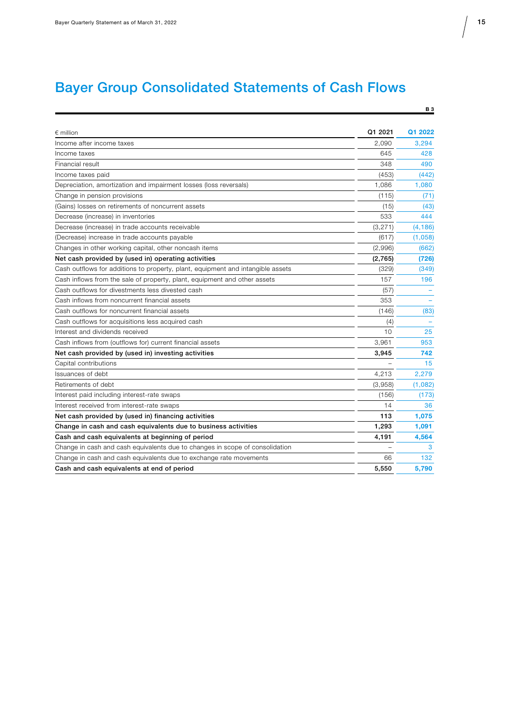# Bayer Group Consolidated Statements of Cash Flows

B 3

| € million | Q1 2021 | Q1 2022 |
|---|---|---|
| Income after income taxes | 2,090 | 3,294 |
| Income taxes | 645 | 428 |
| Financial result | 348 | 490 |
| Income taxes paid | (453) | (442) |
| Depreciation, amortization and impairment losses (loss reversals) | 1,086 | 1,080 |
| Change in pension provisions | (115) | (71) |
| (Gains) losses on retirements of noncurrent assets | (15) | (43) |
| Decrease (increase) in inventories | 533 | 444 |
| Decrease (increase) in trade accounts receivable | (3,271) | (4,186) |
| (Decrease) increase in trade accounts payable | (617) | (1,058) |
| Changes in other working capital, other noncash items | (2,996) | (662) |
| **Net cash provided by (used in) operating activities** | **(2,765)** | **(726)** |
| Cash outflows for additions to property, plant, equipment and intangible assets | (329) | (349) |
| Cash inflows from the sale of property, plant, equipment and other assets | 157 | 196 |
| Cash outflows for divestments less divested cash | (57) | – |
| Cash inflows from noncurrent financial assets | 353 | – |
| Cash outflows for noncurrent financial assets | (146) | (83) |
| Cash outflows for acquisitions less acquired cash | (4) | – |
| Interest and dividends received | 10 | 25 |
| Cash inflows from (outflows for) current financial assets | 3,961 | 953 |
| **Net cash provided by (used in) investing activities** | **3,945** | **742** |
| Capital contributions | – | 15 |
| Issuances of debt | 4,213 | 2,279 |
| Retirements of debt | (3,958) | (1,082) |
| Interest paid including interest-rate swaps | (156) | (173) |
| Interest received from interest-rate swaps | 14 | 36 |
| **Net cash provided by (used in) financing activities** | **113** | **1,075** |
| **Change in cash and cash equivalents due to business activities** | **1,293** | **1,091** |
| **Cash and cash equivalents at beginning of period** | **4,191** | **4,564** |
| Change in cash and cash equivalents due to changes in scope of consolidation | – | 3 |
| Change in cash and cash equivalents due to exchange rate movements | 66 | 132 |
| **Cash and cash equivalents at end of period** | **5,550** | **5,790** |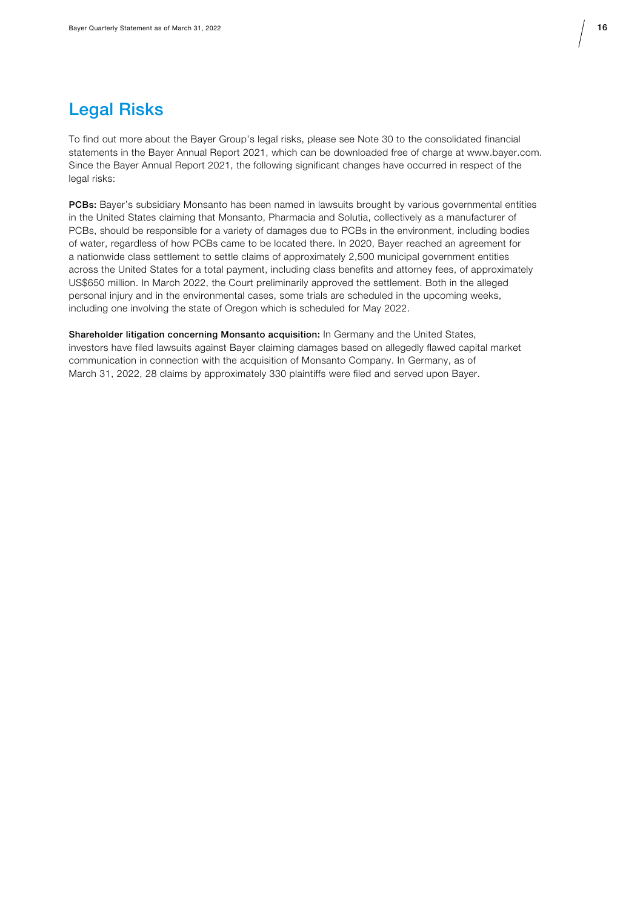# Legal Risks

To find out more about the Bayer Group's legal risks, please see Note 30 to the consolidated financial statements in the Bayer Annual Report 2021, which can be downloaded free of charge at www.bayer.com. Since the Bayer Annual Report 2021, the following significant changes have occurred in respect of the legal risks:

**PCBs:** Bayer's subsidiary Monsanto has been named in lawsuits brought by various governmental entities in the United States claiming that Monsanto, Pharmacia and Solutia, collectively as a manufacturer of PCBs, should be responsible for a variety of damages due to PCBs in the environment, including bodies of water, regardless of how PCBs came to be located there. In 2020, Bayer reached an agreement for a nationwide class settlement to settle claims of approximately 2,500 municipal government entities across the United States for a total payment, including class benefits and attorney fees, of approximately US$650 million. In March 2022, the Court preliminarily approved the settlement. Both in the alleged personal injury and in the environmental cases, some trials are scheduled in the upcoming weeks, including one involving the state of Oregon which is scheduled for May 2022.

**Shareholder litigation concerning Monsanto acquisition:** In Germany and the United States, investors have filed lawsuits against Bayer claiming damages based on allegedly flawed capital market communication in connection with the acquisition of Monsanto Company. In Germany, as of March 31, 2022, 28 claims by approximately 330 plaintiffs were filed and served upon Bayer.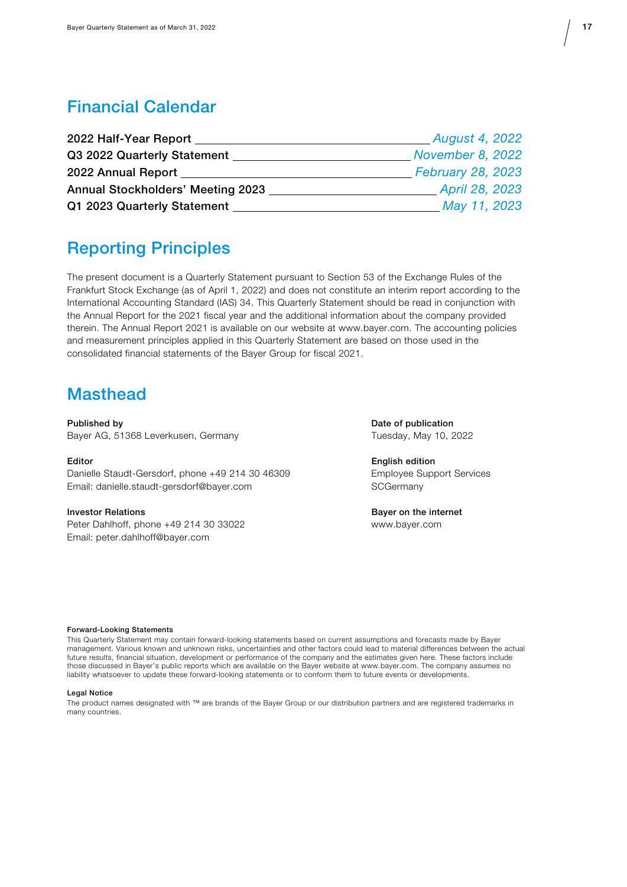## Financial Calendar

| | |
|---|---|
| **2022 Half-Year Report** | *August 4, 2022* |
| **Q3 2022 Quarterly Statement** | *November 8, 2022* |
| **2022 Annual Report** | *February 28, 2023* |
| **Annual Stockholders' Meeting 2023** | *April 28, 2023* |
| **Q1 2023 Quarterly Statement** | *May 11, 2023* |

## Reporting Principles

The present document is a Quarterly Statement pursuant to Section 53 of the Exchange Rules of the Frankfurt Stock Exchange (as of April 1, 2022) and does not constitute an interim report according to the International Accounting Standard (IAS) 34. This Quarterly Statement should be read in conjunction with the Annual Report for the 2021 fiscal year and the additional information about the company provided therein. The Annual Report 2021 is available on our website at www.bayer.com. The accounting policies and measurement principles applied in this Quarterly Statement are based on those used in the consolidated financial statements of the Bayer Group for fiscal 2021.

## Masthead

**Published by**
Bayer AG, 51368 Leverkusen, Germany

**Editor**
Danielle Staudt-Gersdorf, phone +49 214 30 46309
Email: danielle.staudt-gersdorf@bayer.com

**Investor Relations**
Peter Dahlhoff, phone +49 214 30 33022
Email: peter.dahlhoff@bayer.com

**Date of publication**
Tuesday, May 10, 2022

**English edition**
Employee Support Services
SCGermany

**Bayer on the internet**
www.bayer.com

**Forward-Looking Statements**
This Quarterly Statement may contain forward-looking statements based on current assumptions and forecasts made by Bayer management. Various known and unknown risks, uncertainties and other factors could lead to material differences between the actual future results, financial situation, development or performance of the company and the estimates given here. These factors include those discussed in Bayer's public reports which are available on the Bayer website at www.bayer.com. The company assumes no liability whatsoever to update these forward-looking statements or to conform them to future events or developments.

**Legal Notice**
The product names designated with ™ are brands of the Bayer Group or our distribution partners and are registered trademarks in many countries.